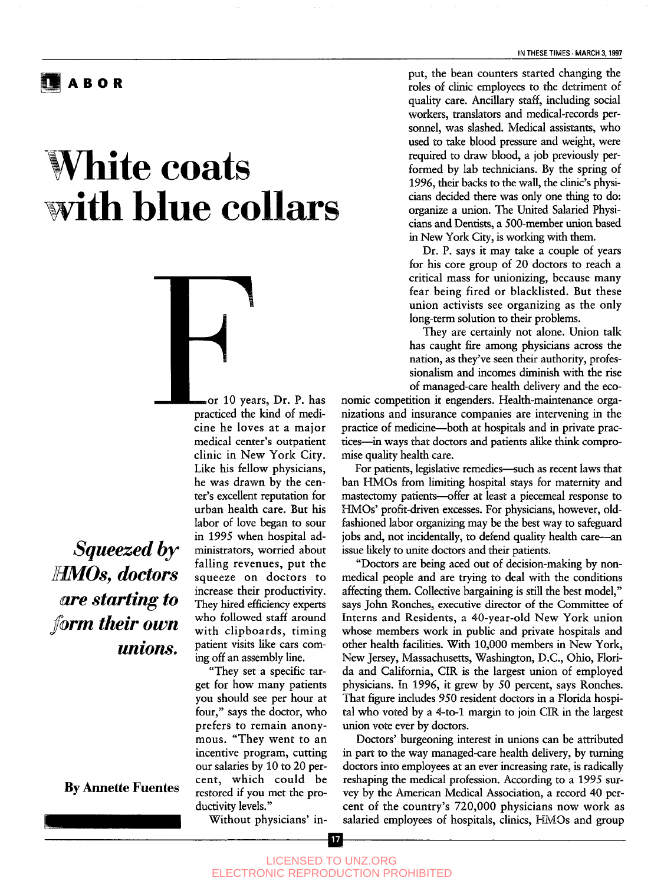LABOR

# White coats with blue collars

*Squeezed by HMOs, doctors are starting to form their own unions.*

By Annette Fuentes

For 10 years, Dr. P. has practiced the kind of medicine he loves at a major medical center's outpatient clinic in New York City. Like his fellow physicians, he was drawn by the center's excellent reputation for urban health care. But his labor of love began to sour in 1995 when hospital administrators, worried about falling revenues, put the squeeze on doctors to increase their productivity. They hired efficiency experts who followed staff around with clipboards, timing patient visits like cars coming off an assembly line.

"They set a specific target for how many patients you should see per hour at four," says the doctor, who prefers to remain anonymous. "They went to an incentive program, cutting our salaries by 10 to 20 percent, which could be restored if you met the productivity levels."

Without physicians' input, the bean counters started changing the roles of clinic employees to the detriment of quality care. Ancillary staff, including social workers, translators and medical-records personnel, was slashed. Medical assistants, who used to take blood pressure and weight, were required to draw blood, a job previously performed by lab technicians. By the spring of 1996, their backs to the wall, the clinic's physicians decided there was only one thing to do: organize a union. The United Salaried Physicians and Dentists, a 500-member union based in New York City, is working with them.

Dr. P. says it may take a couple of years for his core group of 20 doctors to reach a critical mass for unionizing, because many fear being fired or blacklisted. But these union activists see organizing as the only long-term solution to their problems.

They are certainly not alone. Union talk has caught fire among physicians across the nation, as they've seen their authority, professionalism and incomes diminish with the rise of managed-care health delivery and the economic competition it engenders. Health-maintenance organizations and insurance companies are intervening in the practice of medicine—both at hospitals and in private practices—in ways that doctors and patients alike think compromise quality health care.

For patients, legislative remedies—such as recent laws that ban HMOs from limiting hospital stays for maternity and mastectomy patients—offer at least a piecemeal response to HMOs' profit-driven excesses. For physicians, however, old-fashioned labor organizing may be the best way to safeguard jobs and, not incidentally, to defend quality health care—an issue likely to unite doctors and their patients.

"Doctors are being aced out of decision-making by non-medical people and are trying to deal with the conditions affecting them. Collective bargaining is still the best model," says John Ronches, executive director of the Committee of Interns and Residents, a 40-year-old New York union whose members work in public and private hospitals and other health facilities. With 10,000 members in New York, New Jersey, Massachusetts, Washington, D.C., Ohio, Florida and California, CIR is the largest union of employed physicians. In 1996, it grew by 50 percent, says Ronches. That figure includes 950 resident doctors in a Florida hospital who voted by a 4-to-1 margin to join CIR in the largest union vote ever by doctors.

Doctors' burgeoning interest in unions can be attributed in part to the way managed-care health delivery, by turning doctors into employees at an ever increasing rate, is radically reshaping the medical profession. According to a 1995 survey by the American Medical Association, a record 40 percent of the country's 720,000 physicians now work as salaried employees of hospitals, clinics, HMOs and group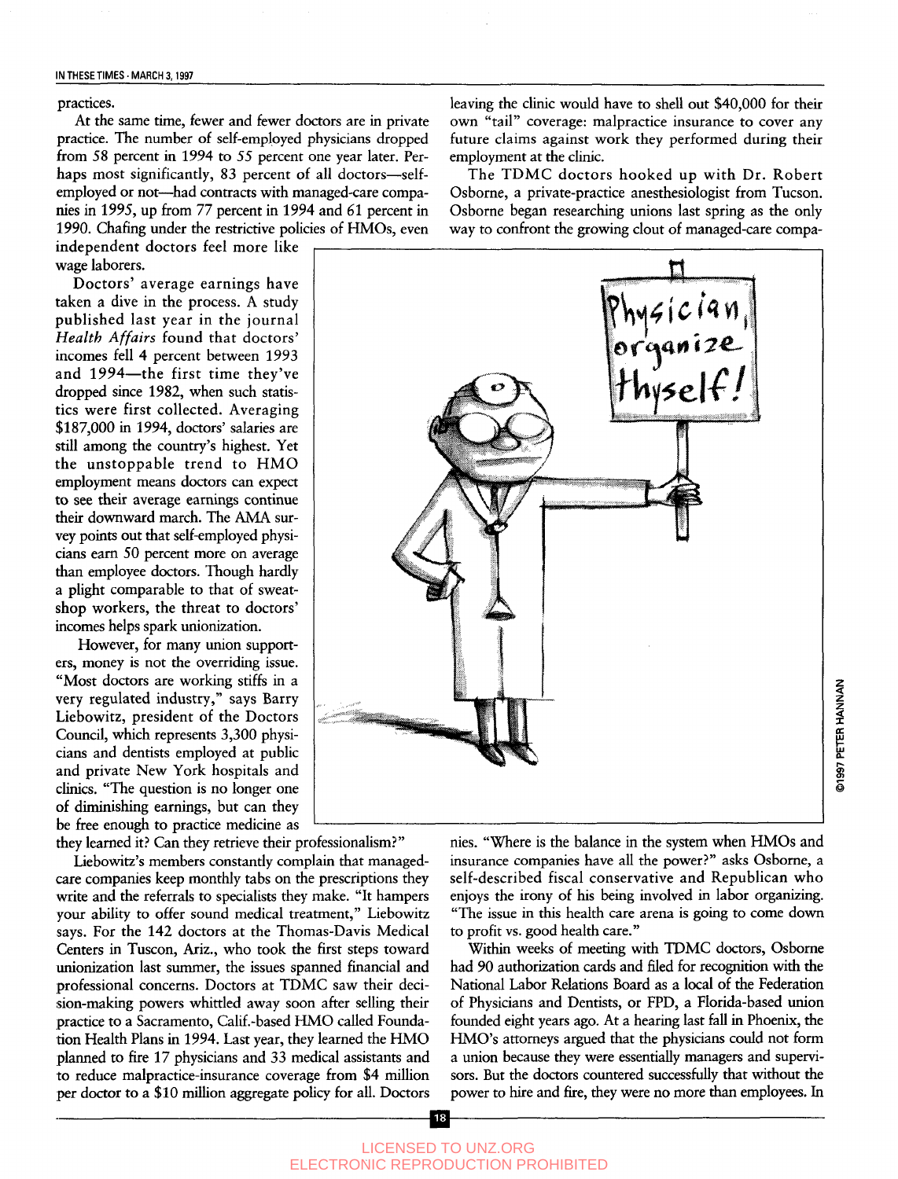practices.

At the same time, fewer and fewer doctors are in private practice. The number of self-employed physicians dropped from 58 percent in 1994 to 55 percent one year later. Perhaps most significantly, 83 percent of all doctors—self-employed or not—had contracts with managed-care companies in 1995, up from 77 percent in 1994 and 61 percent in 1990. Chafing under the restrictive policies of HMOs, even independent doctors feel more like wage laborers.

Doctors' average earnings have taken a dive in the process. A study published last year in the journal *Health Affairs* found that doctors' incomes fell 4 percent between 1993 and 1994—the first time they've dropped since 1982, when such statistics were first collected. Averaging $187,000 in 1994, doctors' salaries are still among the country's highest. Yet the unstoppable trend to HMO employment means doctors can expect to see their average earnings continue their downward march. The AMA survey points out that self-employed physicians earn 50 percent more on average than employee doctors. Though hardly a plight comparable to that of sweatshop workers, the threat to doctors' incomes helps spark unionization.

However, for many union supporters, money is not the overriding issue. "Most doctors are working stiffs in a very regulated industry," says Barry Liebowitz, president of the Doctors Council, which represents 3,300 physicians and dentists employed at public and private New York hospitals and clinics. "The question is no longer one of diminishing earnings, but can they be free enough to practice medicine as they learned it? Can they retrieve their professionalism?"

Liebowitz's members constantly complain that managed-care companies keep monthly tabs on the prescriptions they write and the referrals to specialists they make. "It hampers your ability to offer sound medical treatment," Liebowitz says. For the 142 doctors at the Thomas-Davis Medical Centers in Tuscon, Ariz., who took the first steps toward unionization last summer, the issues spanned financial and professional concerns. Doctors at TDMC saw their decision-making powers whittled away soon after selling their practice to a Sacramento, Calif.-based HMO called Foundation Health Plans in 1994. Last year, they learned the HMO planned to fire 17 physicians and 33 medical assistants and to reduce malpractice-insurance coverage from $4 million per doctor to a $10 million aggregate policy for all. Doctors leaving the clinic would have to shell out $40,000 for their own "tail" coverage: malpractice insurance to cover any future claims against work they performed during their employment at the clinic.

The TDMC doctors hooked up with Dr. Robert Osborne, a private-practice anesthesiologist from Tucson. Osborne began researching unions last spring as the only way to confront the growing clout of managed-care companies. "Where is the balance in the system when HMOs and insurance companies have all the power?" asks Osborne, a self-described fiscal conservative and Republican who enjoys the irony of his being involved in labor organizing. "The issue in this health care arena is going to come down to profit vs. good health care."

Within weeks of meeting with TDMC doctors, Osborne had 90 authorization cards and filed for recognition with the National Labor Relations Board as a local of the Federation of Physicians and Dentists, or FPD, a Florida-based union founded eight years ago. At a hearing last fall in Phoenix, the HMO's attorneys argued that the physicians could not form a union because they were essentially managers and supervisors. But the doctors countered successfully that without the power to hire and fire, they were no more than employees. In

©1997 PETER HANNAN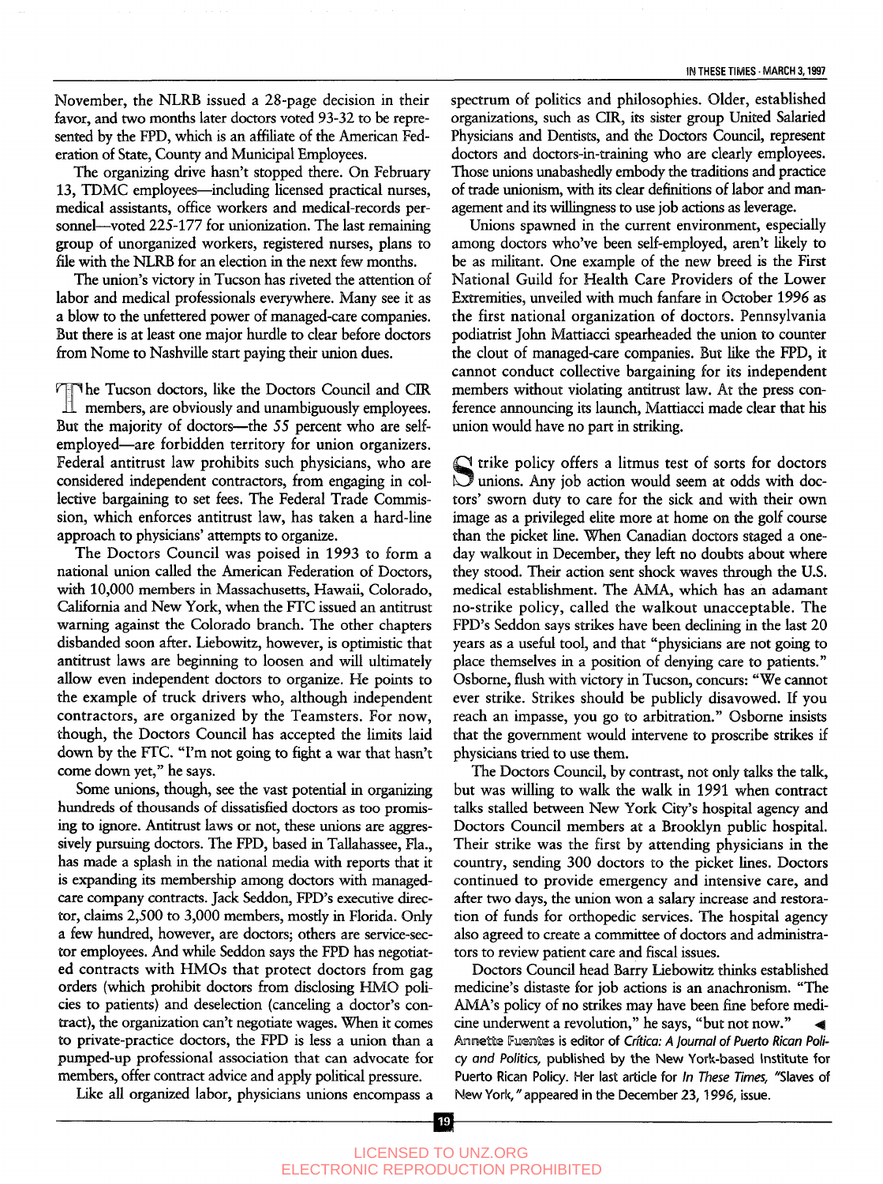November, the NLRB issued a 28-page decision in their favor, and two months later doctors voted 93-32 to be represented by the FPD, which is an affiliate of the American Federation of State, County and Municipal Employees.

The organizing drive hasn't stopped there. On February 13, TDMC employees—including licensed practical nurses, medical assistants, office workers and medical-records personnel—voted 225-177 for unionization. The last remaining group of unorganized workers, registered nurses, plans to file with the NLRB for an election in the next few months.

The union's victory in Tucson has riveted the attention of labor and medical professionals everywhere. Many see it as a blow to the unfettered power of managed-care companies. But there is at least one major hurdle to clear before doctors from Nome to Nashville start paying their union dues.

The Tucson doctors, like the Doctors Council and CIR members, are obviously and unambiguously employees. But the majority of doctors—the 55 percent who are self-employed—are forbidden territory for union organizers. Federal antitrust law prohibits such physicians, who are considered independent contractors, from engaging in collective bargaining to set fees. The Federal Trade Commission, which enforces antitrust law, has taken a hard-line approach to physicians' attempts to organize.

The Doctors Council was poised in 1993 to form a national union called the American Federation of Doctors, with 10,000 members in Massachusetts, Hawaii, Colorado, California and New York, when the FTC issued an antitrust warning against the Colorado branch. The other chapters disbanded soon after. Liebowitz, however, is optimistic that antitrust laws are beginning to loosen and will ultimately allow even independent doctors to organize. He points to the example of truck drivers who, although independent contractors, are organized by the Teamsters. For now, though, the Doctors Council has accepted the limits laid down by the FTC. "I'm not going to fight a war that hasn't come down yet," he says.

Some unions, though, see the vast potential in organizing hundreds of thousands of dissatisfied doctors as too promising to ignore. Antitrust laws or not, these unions are aggressively pursuing doctors. The FPD, based in Tallahassee, Fla., has made a splash in the national media with reports that it is expanding its membership among doctors with managed-care company contracts. Jack Seddon, FPD's executive director, claims 2,500 to 3,000 members, mostly in Florida. Only a few hundred, however, are doctors; others are service-sector employees. And while Seddon says the FPD has negotiated contracts with HMOs that protect doctors from gag orders (which prohibit doctors from disclosing HMO policies to patients) and deselection (canceling a doctor's contract), the organization can't negotiate wages. When it comes to private-practice doctors, the FPD is less a union than a pumped-up professional association that can advocate for members, offer contract advice and apply political pressure.

Like all organized labor, physicians unions encompass a spectrum of politics and philosophies. Older, established organizations, such as CIR, its sister group United Salaried Physicians and Dentists, and the Doctors Council, represent doctors and doctors-in-training who are clearly employees. Those unions unabashedly embody the traditions and practice of trade unionism, with its clear definitions of labor and management and its willingness to use job actions as leverage.

Unions spawned in the current environment, especially among doctors who've been self-employed, aren't likely to be as militant. One example of the new breed is the First National Guild for Health Care Providers of the Lower Extremities, unveiled with much fanfare in October 1996 as the first national organization of doctors. Pennsylvania podiatrist John Mattiacci spearheaded the union to counter the clout of managed-care companies. But like the FPD, it cannot conduct collective bargaining for its independent members without violating antitrust law. At the press conference announcing its launch, Mattiacci made clear that his union would have no part in striking.

Strike policy offers a litmus test of sorts for doctors unions. Any job action would seem at odds with doctors' sworn duty to care for the sick and with their own image as a privileged elite more at home on the golf course than the picket line. When Canadian doctors staged a one-day walkout in December, they left no doubts about where they stood. Their action sent shock waves through the U.S. medical establishment. The AMA, which has an adamant no-strike policy, called the walkout unacceptable. The FPD's Seddon says strikes have been declining in the last 20 years as a useful tool, and that "physicians are not going to place themselves in a position of denying care to patients." Osborne, flush with victory in Tucson, concurs: "We cannot ever strike. Strikes should be publicly disavowed. If you reach an impasse, you go to arbitration." Osborne insists that the government would intervene to proscribe strikes if physicians tried to use them.

The Doctors Council, by contrast, not only talks the talk, but was willing to walk the walk in 1991 when contract talks stalled between New York City's hospital agency and Doctors Council members at a Brooklyn public hospital. Their strike was the first by attending physicians in the country, sending 300 doctors to the picket lines. Doctors continued to provide emergency and intensive care, and after two days, the union won a salary increase and restoration of funds for orthopedic services. The hospital agency also agreed to create a committee of doctors and administrators to review patient care and fiscal issues.

Doctors Council head Barry Liebowitz thinks established medicine's distaste for job actions is an anachronism. "The AMA's policy of no strikes may have been fine before medicine underwent a revolution," he says, "but not now." ◂

*Annette Fuentes is editor of* Crítica: A Journal of Puerto Rican Policy and Politics, *published by the New York-based Institute for Puerto Rican Policy. Her last article for* In These Times, *"Slaves of New York," appeared in the December 23, 1996, issue.*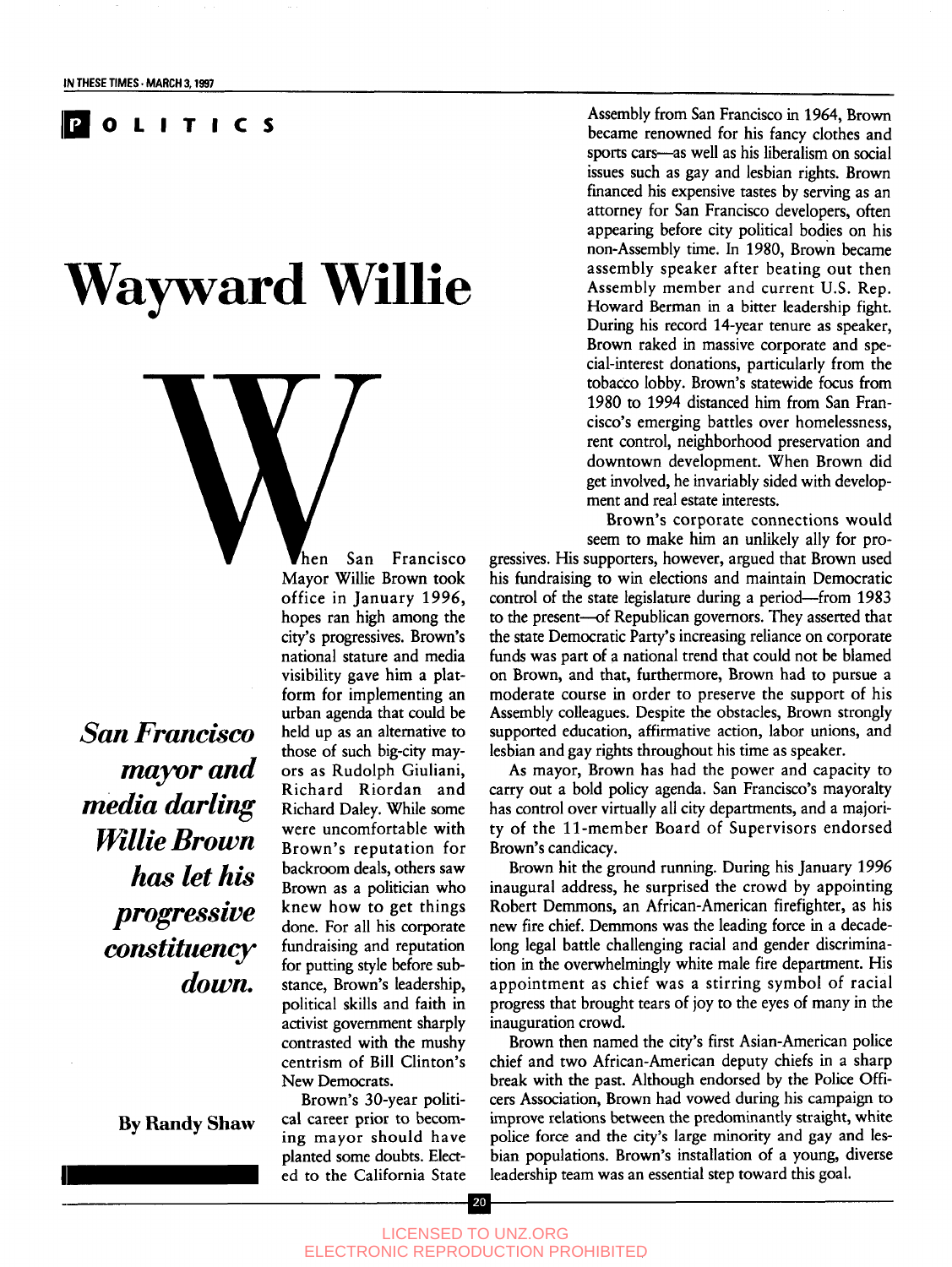P O L I T I C S

# Wayward Willie

***San Francisco mayor and media darling Willie Brown has let his progressive constituency down.***

**By Randy Shaw**

When San Francisco Mayor Willie Brown took office in January 1996, hopes ran high among the city's progressives. Brown's national stature and media visibility gave him a platform for implementing an urban agenda that could be held up as an alternative to those of such big-city mayors as Rudolph Giuliani, Richard Riordan and Richard Daley. While some were uncomfortable with Brown's reputation for backroom deals, others saw Brown as a politician who knew how to get things done. For all his corporate fundraising and reputation for putting style before substance, Brown's leadership, political skills and faith in activist government sharply contrasted with the mushy centrism of Bill Clinton's New Democrats.

Brown's 30-year political career prior to becoming mayor should have planted some doubts. Elected to the California State Assembly from San Francisco in 1964, Brown became renowned for his fancy clothes and sports cars—as well as his liberalism on social issues such as gay and lesbian rights. Brown financed his expensive tastes by serving as an attorney for San Francisco developers, often appearing before city political bodies on his non-Assembly time. In 1980, Brown became assembly speaker after beating out then Assembly member and current U.S. Rep. Howard Berman in a bitter leadership fight. During his record 14-year tenure as speaker, Brown raked in massive corporate and special-interest donations, particularly from the tobacco lobby. Brown's statewide focus from 1980 to 1994 distanced him from San Francisco's emerging battles over homelessness, rent control, neighborhood preservation and downtown development. When Brown did get involved, he invariably sided with development and real estate interests.

Brown's corporate connections would seem to make him an unlikely ally for progressives. His supporters, however, argued that Brown used his fundraising to win elections and maintain Democratic control of the state legislature during a period—from 1983 to the present—of Republican governors. They asserted that the state Democratic Party's increasing reliance on corporate funds was part of a national trend that could not be blamed on Brown, and that, furthermore, Brown had to pursue a moderate course in order to preserve the support of his Assembly colleagues. Despite the obstacles, Brown strongly supported education, affirmative action, labor unions, and lesbian and gay rights throughout his time as speaker.

As mayor, Brown has had the power and capacity to carry out a bold policy agenda. San Francisco's mayoralty has control over virtually all city departments, and a majority of the 11-member Board of Supervisors endorsed Brown's candidacy.

Brown hit the ground running. During his January 1996 inaugural address, he surprised the crowd by appointing Robert Demmons, an African-American firefighter, as his new fire chief. Demmons was the leading force in a decade-long legal battle challenging racial and gender discrimination in the overwhelmingly white male fire department. His appointment as chief was a stirring symbol of racial progress that brought tears of joy to the eyes of many in the inauguration crowd.

Brown then named the city's first Asian-American police chief and two African-American deputy chiefs in a sharp break with the past. Although endorsed by the Police Officers Association, Brown had vowed during his campaign to improve relations between the predominantly straight, white police force and the city's large minority and gay and lesbian populations. Brown's installation of a young, diverse leadership team was an essential step toward this goal.